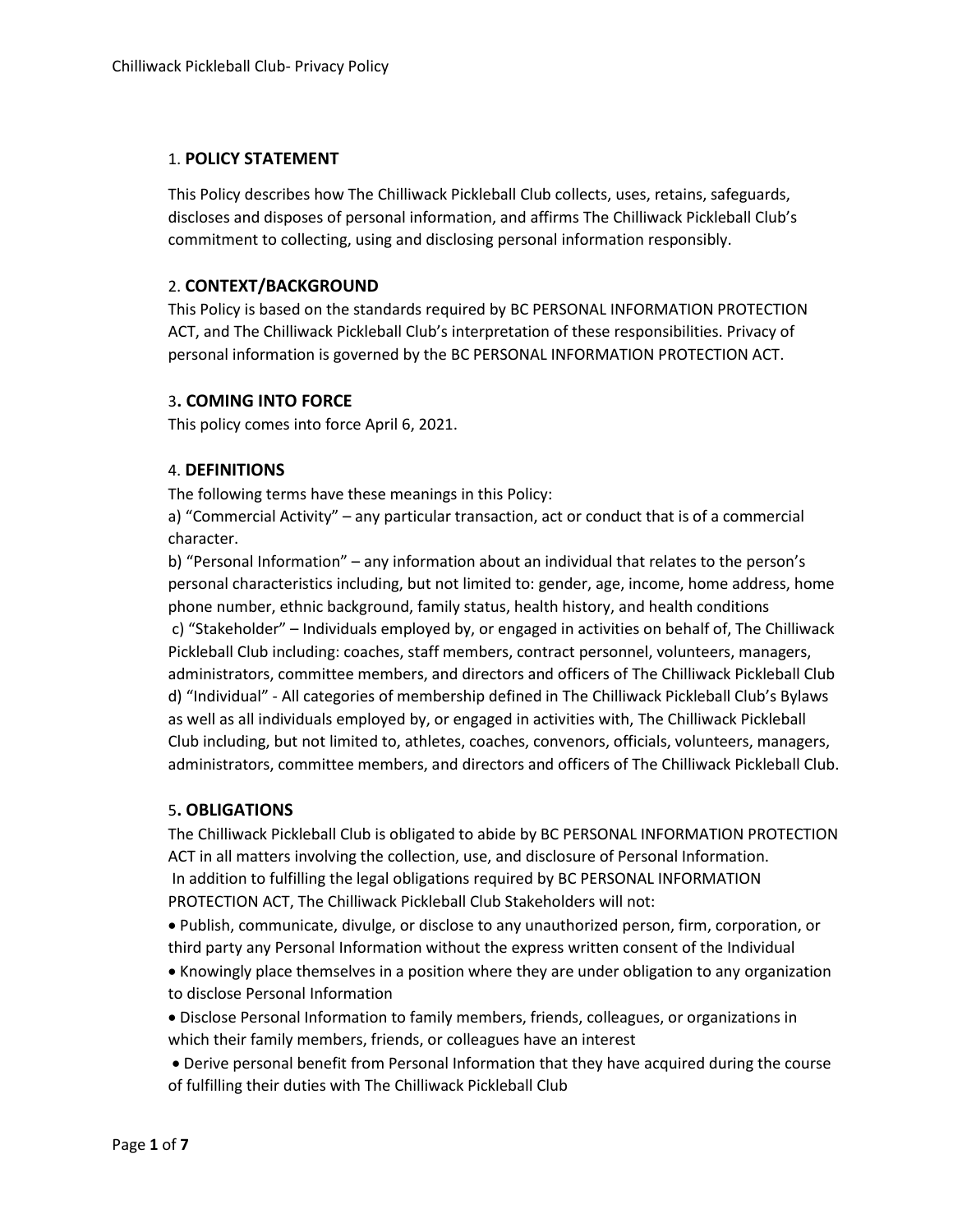## 1. **POLICY STATEMENT**

This Policy describes how The Chilliwack Pickleball Club collects, uses, retains, safeguards, discloses and disposes of personal information, and affirms The Chilliwack Pickleball Club's commitment to collecting, using and disclosing personal information responsibly.

## 2. **CONTEXT/BACKGROUND**

This Policy is based on the standards required by BC PERSONAL INFORMATION PROTECTION ACT, and The Chilliwack Pickleball Club's interpretation of these responsibilities. Privacy of personal information is governed by the BC PERSONAL INFORMATION PROTECTION ACT.

## 3**. COMING INTO FORCE**

This policy comes into force April 6, 2021.

## 4. **DEFINITIONS**

The following terms have these meanings in this Policy:

a) "Commercial Activity" – any particular transaction, act or conduct that is of a commercial character.

b) "Personal Information" – any information about an individual that relates to the person's personal characteristics including, but not limited to: gender, age, income, home address, home phone number, ethnic background, family status, health history, and health conditions

c) "Stakeholder" – Individuals employed by, or engaged in activities on behalf of, The Chilliwack Pickleball Club including: coaches, staff members, contract personnel, volunteers, managers, administrators, committee members, and directors and officers of The Chilliwack Pickleball Club

d) "Individual" - All categories of membership defined in The Chilliwack Pickleball Club's Bylaws as well as all individuals employed by, or engaged in activities with, The Chilliwack Pickleball Club including, but not limited to, athletes, coaches, convenors, officials, volunteers, managers, administrators, committee members, and directors and officers of The Chilliwack Pickleball Club.

## 5**. OBLIGATIONS**

The Chilliwack Pickleball Club is obligated to abide by BC PERSONAL INFORMATION PROTECTION ACT in all matters involving the collection, use, and disclosure of Personal Information.

In addition to fulfilling the legal obligations required by BC PERSONAL INFORMATION PROTECTION ACT, The Chilliwack Pickleball Club Stakeholders will not:

- Publish, communicate, divulge, or disclose to any unauthorized person, firm, corporation, or third party any Personal Information without the express written consent of the Individual
- Knowingly place themselves in a position where they are under obligation to any organization to disclose Personal Information
- Disclose Personal Information to family members, friends, colleagues, or organizations in which their family members, friends, or colleagues have an interest
- Derive personal benefit from Personal Information that they have acquired during the course of fulfilling their duties with The Chilliwack Pickleball Club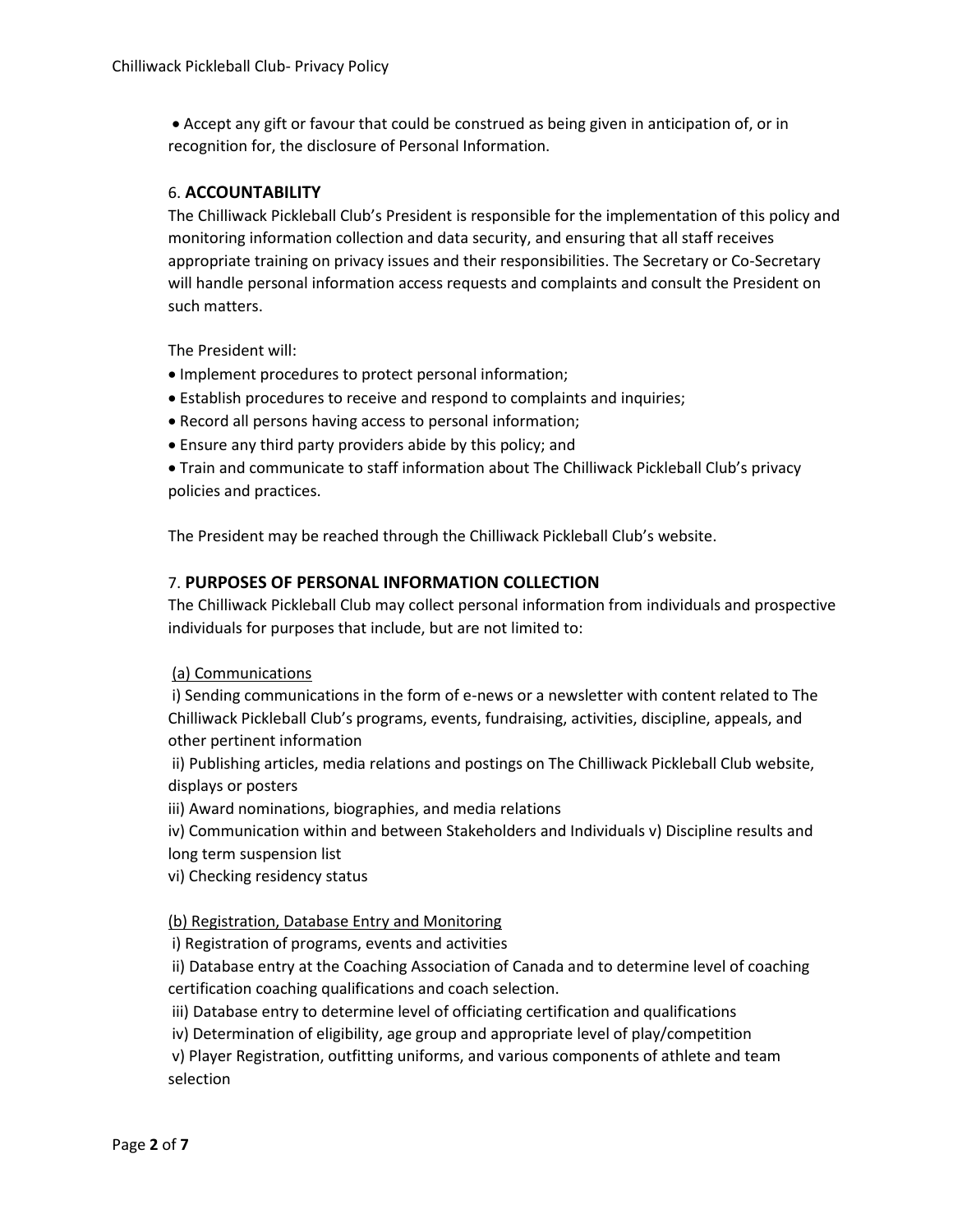- Accept any gift or favour that could be construed as being given in anticipation of, or in recognition for, the disclosure of Personal Information.

## 6. **ACCOUNTABILITY**

The Chilliwack Pickleball Club's President is responsible for the implementation of this policy and monitoring information collection and data security, and ensuring that all staff receives appropriate training on privacy issues and their responsibilities. The Secretary or Co-Secretary will handle personal information access requests and complaints and consult the President on such matters.

The President will:

- Implement procedures to protect personal information;
- Establish procedures to receive and respond to complaints and inquiries;
- Record all persons having access to personal information;
- Ensure any third party providers abide by this policy; and
- Train and communicate to staff information about The Chilliwack Pickleball Club's privacy policies and practices.

The President may be reached through the Chilliwack Pickleball Club's website.

## 7. **PURPOSES OF PERSONAL INFORMATION COLLECTION**

The Chilliwack Pickleball Club may collect personal information from individuals and prospective individuals for purposes that include, but are not limited to:

<u>(a) Communications</u>

i) Sending communications in the form of e-news or a newsletter with content related to The Chilliwack Pickleball Club's programs, events, fundraising, activities, discipline, appeals, and other pertinent information

ii) Publishing articles, media relations and postings on The Chilliwack Pickleball Club website, displays or posters

iii) Award nominations, biographies, and media relations

iv) Communication within and between Stakeholders and Individuals v) Discipline results and long term suspension list

vi) Checking residency status

<u>(b) Registration, Database Entry and Monitoring</u>

i) Registration of programs, events and activities

ii) Database entry at the Coaching Association of Canada and to determine level of coaching certification coaching qualifications and coach selection.

iii) Database entry to determine level of officiating certification and qualifications

iv) Determination of eligibility, age group and appropriate level of play/competition

v) Player Registration, outfitting uniforms, and various components of athlete and team selection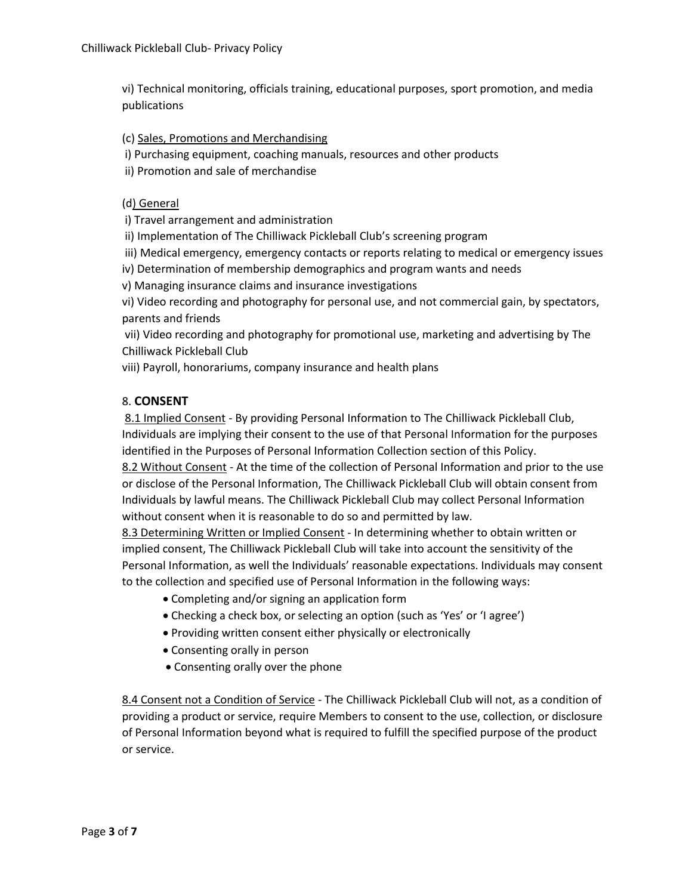vi) Technical monitoring, officials training, educational purposes, sport promotion, and media publications

(c) Sales, Promotions and Merchandising

i) Purchasing equipment, coaching manuals, resources and other products
ii) Promotion and sale of merchandise

(d) General

i) Travel arrangement and administration
ii) Implementation of The Chilliwack Pickleball Club's screening program
iii) Medical emergency, emergency contacts or reports relating to medical or emergency issues
iv) Determination of membership demographics and program wants and needs
v) Managing insurance claims and insurance investigations
vi) Video recording and photography for personal use, and not commercial gain, by spectators, parents and friends
vii) Video recording and photography for promotional use, marketing and advertising by The Chilliwack Pickleball Club
viii) Payroll, honorariums, company insurance and health plans

## 8. **CONSENT**

8.1 Implied Consent - By providing Personal Information to The Chilliwack Pickleball Club, Individuals are implying their consent to the use of that Personal Information for the purposes identified in the Purposes of Personal Information Collection section of this Policy.
8.2 Without Consent - At the time of the collection of Personal Information and prior to the use or disclose of the Personal Information, The Chilliwack Pickleball Club will obtain consent from Individuals by lawful means. The Chilliwack Pickleball Club may collect Personal Information without consent when it is reasonable to do so and permitted by law.
8.3 Determining Written or Implied Consent - In determining whether to obtain written or implied consent, The Chilliwack Pickleball Club will take into account the sensitivity of the Personal Information, as well the Individuals' reasonable expectations. Individuals may consent to the collection and specified use of Personal Information in the following ways:

- Completing and/or signing an application form
- Checking a check box, or selecting an option (such as 'Yes' or 'I agree')
- Providing written consent either physically or electronically
- Consenting orally in person
- Consenting orally over the phone

8.4 Consent not a Condition of Service - The Chilliwack Pickleball Club will not, as a condition of providing a product or service, require Members to consent to the use, collection, or disclosure of Personal Information beyond what is required to fulfill the specified purpose of the product or service.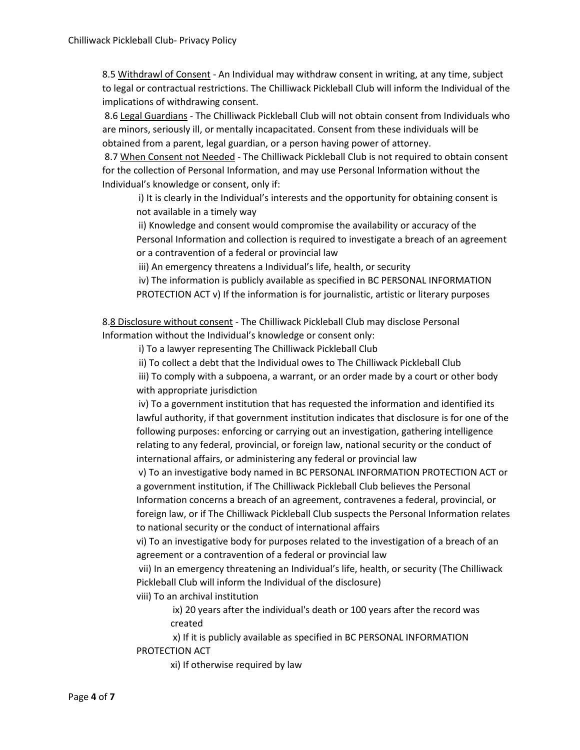8.5 <u>Withdrawl of Consent</u> - An Individual may withdraw consent in writing, at any time, subject to legal or contractual restrictions. The Chilliwack Pickleball Club will inform the Individual of the implications of withdrawing consent.

8.6 <u>Legal Guardians</u> - The Chilliwack Pickleball Club will not obtain consent from Individuals who are minors, seriously ill, or mentally incapacitated. Consent from these individuals will be obtained from a parent, legal guardian, or a person having power of attorney.

8.7 <u>When Consent not Needed</u> - The Chilliwack Pickleball Club is not required to obtain consent for the collection of Personal Information, and may use Personal Information without the Individual's knowledge or consent, only if:

- i) It is clearly in the Individual's interests and the opportunity for obtaining consent is not available in a timely way
- ii) Knowledge and consent would compromise the availability or accuracy of the Personal Information and collection is required to investigate a breach of an agreement or a contravention of a federal or provincial law
- iii) An emergency threatens a Individual's life, health, or security
- iv) The information is publicly available as specified in BC PERSONAL INFORMATION PROTECTION ACT v) If the information is for journalistic, artistic or literary purposes

8.8 <u>Disclosure without consent</u> - The Chilliwack Pickleball Club may disclose Personal Information without the Individual's knowledge or consent only:

- i) To a lawyer representing The Chilliwack Pickleball Club
- ii) To collect a debt that the Individual owes to The Chilliwack Pickleball Club
- iii) To comply with a subpoena, a warrant, or an order made by a court or other body with appropriate jurisdiction
- iv) To a government institution that has requested the information and identified its lawful authority, if that government institution indicates that disclosure is for one of the following purposes: enforcing or carrying out an investigation, gathering intelligence relating to any federal, provincial, or foreign law, national security or the conduct of international affairs, or administering any federal or provincial law
- v) To an investigative body named in BC PERSONAL INFORMATION PROTECTION ACT or a government institution, if The Chilliwack Pickleball Club believes the Personal Information concerns a breach of an agreement, contravenes a federal, provincial, or foreign law, or if The Chilliwack Pickleball Club suspects the Personal Information relates to national security or the conduct of international affairs
- vi) To an investigative body for purposes related to the investigation of a breach of an agreement or a contravention of a federal or provincial law
- vii) In an emergency threatening an Individual's life, health, or security (The Chilliwack Pickleball Club will inform the Individual of the disclosure)
- viii) To an archival institution
  - ix) 20 years after the individual's death or 100 years after the record was created
  - x) If it is publicly available as specified in BC PERSONAL INFORMATION PROTECTION ACT
  - xi) If otherwise required by law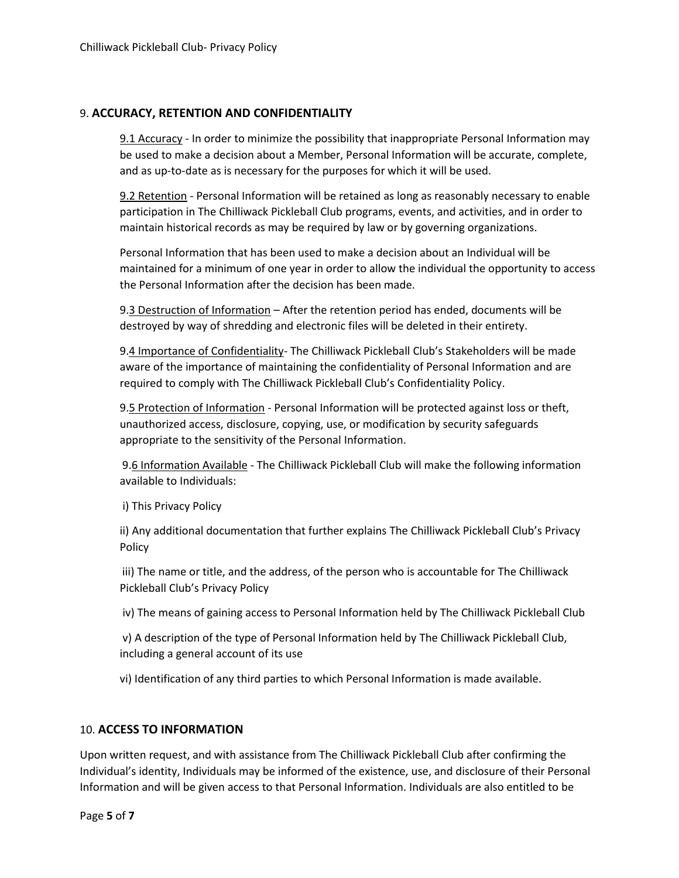## 9. **ACCURACY, RETENTION AND CONFIDENTIALITY**

9.1 Accuracy - In order to minimize the possibility that inappropriate Personal Information may be used to make a decision about a Member, Personal Information will be accurate, complete, and as up-to-date as is necessary for the purposes for which it will be used.

9.2 Retention - Personal Information will be retained as long as reasonably necessary to enable participation in The Chilliwack Pickleball Club programs, events, and activities, and in order to maintain historical records as may be required by law or by governing organizations.

Personal Information that has been used to make a decision about an Individual will be maintained for a minimum of one year in order to allow the individual the opportunity to access the Personal Information after the decision has been made.

9.3 Destruction of Information – After the retention period has ended, documents will be destroyed by way of shredding and electronic files will be deleted in their entirety.

9.4 Importance of Confidentiality- The Chilliwack Pickleball Club's Stakeholders will be made aware of the importance of maintaining the confidentiality of Personal Information and are required to comply with The Chilliwack Pickleball Club's Confidentiality Policy.

9.5 Protection of Information - Personal Information will be protected against loss or theft, unauthorized access, disclosure, copying, use, or modification by security safeguards appropriate to the sensitivity of the Personal Information.

9.6 Information Available - The Chilliwack Pickleball Club will make the following information available to Individuals:

i) This Privacy Policy

ii) Any additional documentation that further explains The Chilliwack Pickleball Club's Privacy Policy

iii) The name or title, and the address, of the person who is accountable for The Chilliwack Pickleball Club's Privacy Policy

iv) The means of gaining access to Personal Information held by The Chilliwack Pickleball Club

v) A description of the type of Personal Information held by The Chilliwack Pickleball Club, including a general account of its use

vi) Identification of any third parties to which Personal Information is made available.

## 10. **ACCESS TO INFORMATION**

Upon written request, and with assistance from The Chilliwack Pickleball Club after confirming the Individual's identity, Individuals may be informed of the existence, use, and disclosure of their Personal Information and will be given access to that Personal Information. Individuals are also entitled to be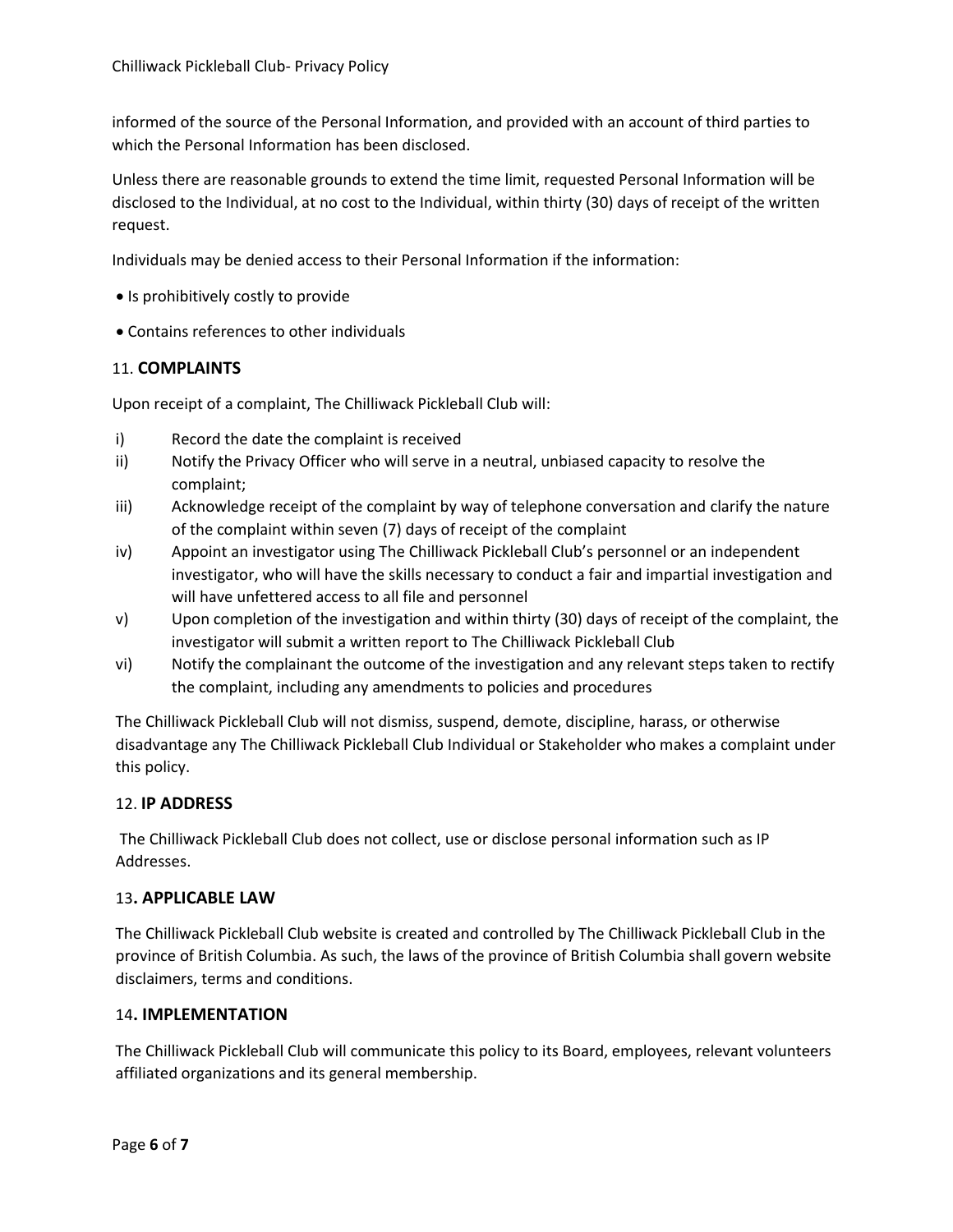informed of the source of the Personal Information, and provided with an account of third parties to which the Personal Information has been disclosed.

Unless there are reasonable grounds to extend the time limit, requested Personal Information will be disclosed to the Individual, at no cost to the Individual, within thirty (30) days of receipt of the written request.

Individuals may be denied access to their Personal Information if the information:

- Is prohibitively costly to provide
- Contains references to other individuals

## 11. **COMPLAINTS**

Upon receipt of a complaint, The Chilliwack Pickleball Club will:

i) Record the date the complaint is received
ii) Notify the Privacy Officer who will serve in a neutral, unbiased capacity to resolve the complaint;
iii) Acknowledge receipt of the complaint by way of telephone conversation and clarify the nature of the complaint within seven (7) days of receipt of the complaint
iv) Appoint an investigator using The Chilliwack Pickleball Club's personnel or an independent investigator, who will have the skills necessary to conduct a fair and impartial investigation and will have unfettered access to all file and personnel
v) Upon completion of the investigation and within thirty (30) days of receipt of the complaint, the investigator will submit a written report to The Chilliwack Pickleball Club
vi) Notify the complainant the outcome of the investigation and any relevant steps taken to rectify the complaint, including any amendments to policies and procedures

The Chilliwack Pickleball Club will not dismiss, suspend, demote, discipline, harass, or otherwise disadvantage any The Chilliwack Pickleball Club Individual or Stakeholder who makes a complaint under this policy.

## 12. **IP ADDRESS**

The Chilliwack Pickleball Club does not collect, use or disclose personal information such as IP Addresses.

## 13**. APPLICABLE LAW**

The Chilliwack Pickleball Club website is created and controlled by The Chilliwack Pickleball Club in the province of British Columbia. As such, the laws of the province of British Columbia shall govern website disclaimers, terms and conditions.

## 14**. IMPLEMENTATION**

The Chilliwack Pickleball Club will communicate this policy to its Board, employees, relevant volunteers affiliated organizations and its general membership.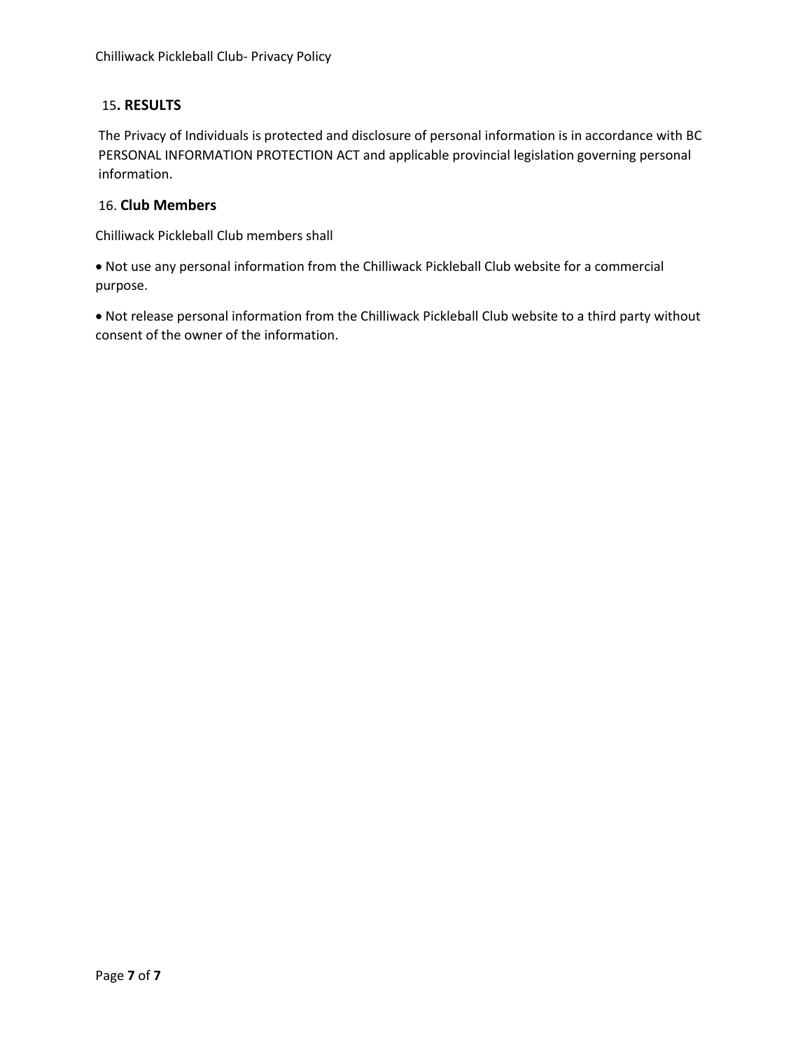## 15. RESULTS

The Privacy of Individuals is protected and disclosure of personal information is in accordance with BC PERSONAL INFORMATION PROTECTION ACT and applicable provincial legislation governing personal information.

## 16. Club Members

Chilliwack Pickleball Club members shall

- Not use any personal information from the Chilliwack Pickleball Club website for a commercial purpose.
- Not release personal information from the Chilliwack Pickleball Club website to a third party without consent of the owner of the information.